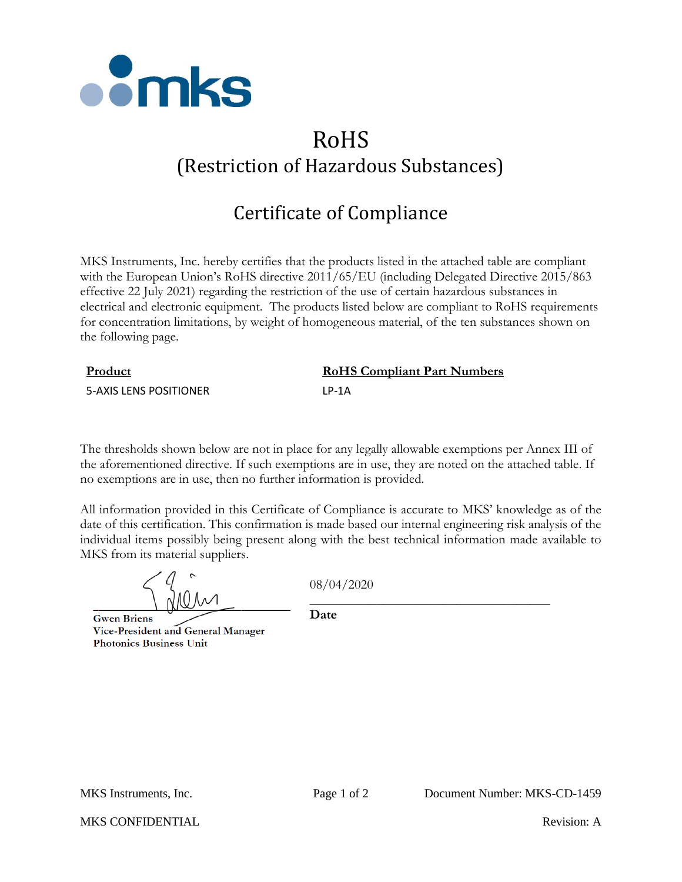# RoHS
## (Restriction of Hazardous Substances)

## Certificate of Compliance

MKS Instruments, Inc. hereby certifies that the products listed in the attached table are compliant with the European Union's RoHS directive 2011/65/EU (including Delegated Directive 2015/863 effective 22 July 2021) regarding the restriction of the use of certain hazardous substances in electrical and electronic equipment. The products listed below are compliant to RoHS requirements for concentration limitations, by weight of homogeneous material, of the ten substances shown on the following page.

| Product | RoHS Compliant Part Numbers |
|---|---|
| 5-AXIS LENS POSITIONER | LP-1A |

The thresholds shown below are not in place for any legally allowable exemptions per Annex III of the aforementioned directive. If such exemptions are in use, they are noted on the attached table. If no exemptions are in use, then no further information is provided.

All information provided in this Certificate of Compliance is accurate to MKS' knowledge as of the date of this certification. This confirmation is made based our internal engineering risk analysis of the individual items possibly being present along with the best technical information made available to MKS from its material suppliers.

**Gwen Briens**
**Vice-President and General Manager**
**Photonics Business Unit**

08/04/2020
**Date**

MKS Instruments, Inc. | Document Number: MKS-CD-1459

MKS CONFIDENTIAL | Revision: A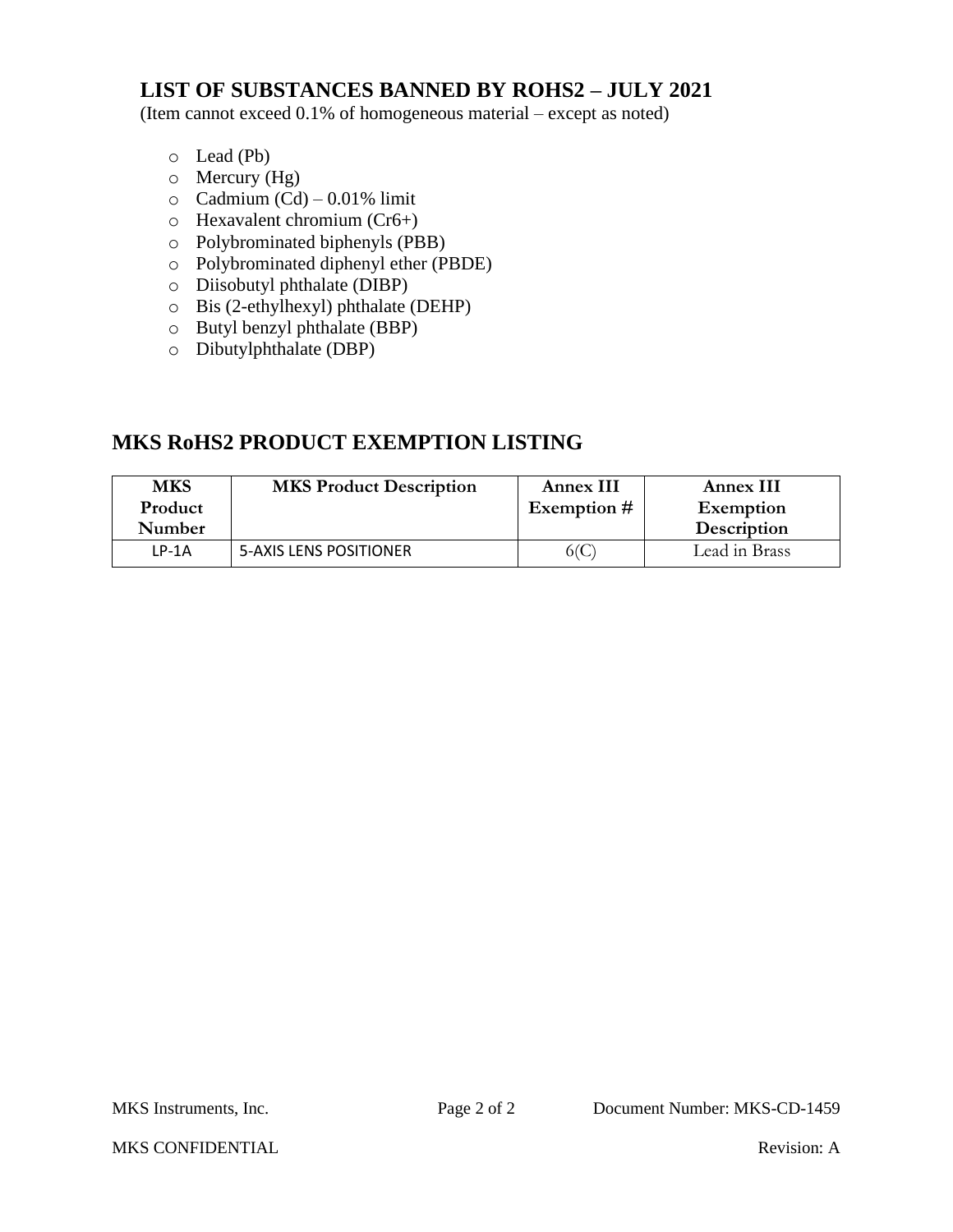## LIST OF SUBSTANCES BANNED BY ROHS2 – JULY 2021

(Item cannot exceed 0.1% of homogeneous material – except as noted)

- Lead (Pb)
- Mercury (Hg)
- Cadmium (Cd) – 0.01% limit
- Hexavalent chromium ($Cr^{6+}$)
- Polybrominated biphenyls (PBB)
- Polybrominated diphenyl ether (PBDE)
- Diisobutyl phthalate (DIBP)
- Bis (2-ethylhexyl) phthalate (DEHP)
- Butyl benzyl phthalate (BBP)
- Dibutylphthalate (DBP)

## MKS RoHS2 PRODUCT EXEMPTION LISTING

| MKS Product Number | MKS Product Description | Annex III Exemption # | Annex III Exemption Description |
|---|---|---|---|
| LP-1A | 5-AXIS LENS POSITIONER | 6(C) | Lead in Brass |

MKS Instruments, Inc. Document Number: MKS-CD-1459

MKS CONFIDENTIAL Revision: A